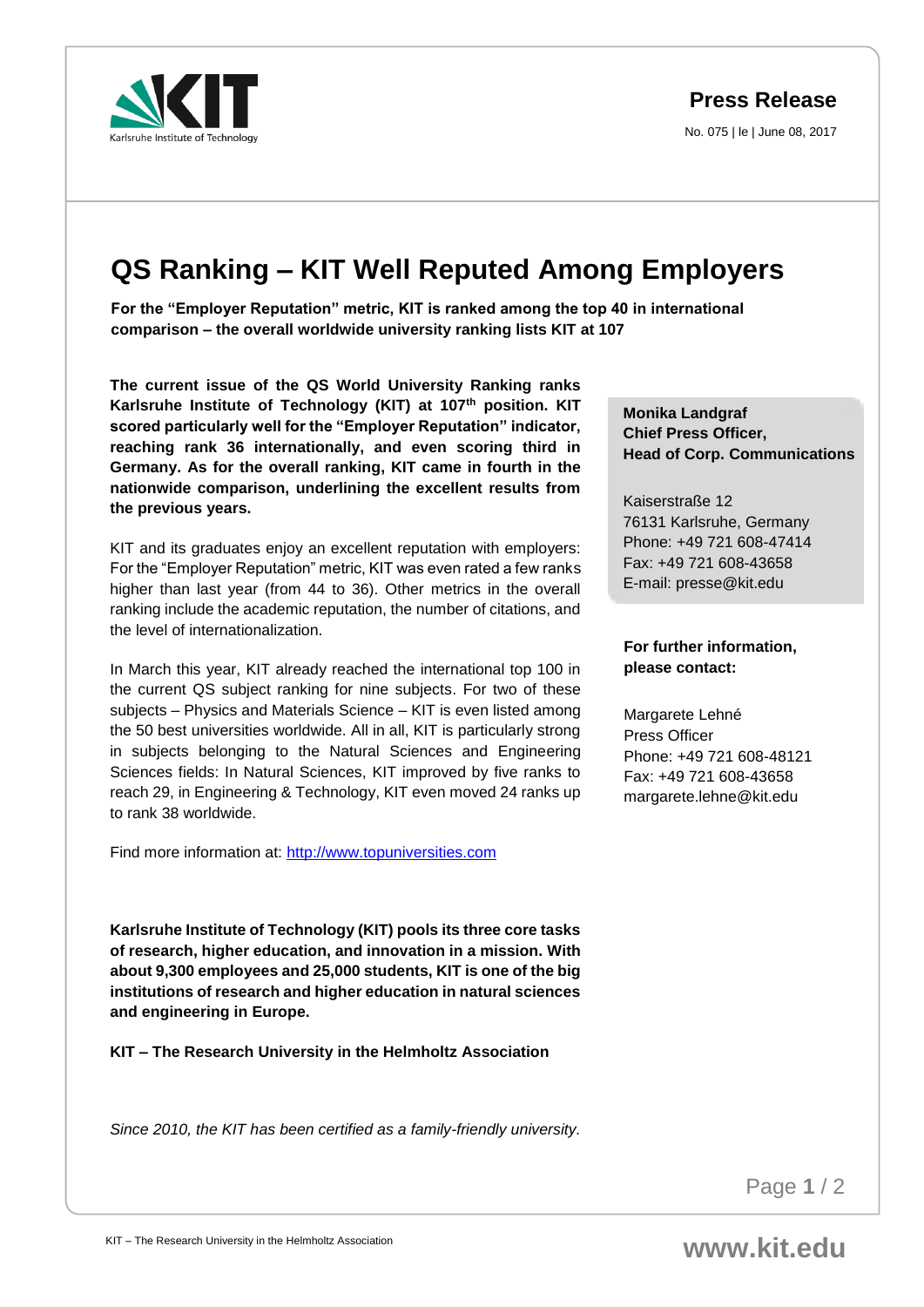**Press Release**

No. 075 | le | June 08, 2017

# QS Ranking – KIT Well Reputed Among Employers

**For the "Employer Reputation" metric, KIT is ranked among the top 40 in international comparison – the overall worldwide university ranking lists KIT at 107**

**The current issue of the QS World University Ranking ranks Karlsruhe Institute of Technology (KIT) at 107th position. KIT scored particularly well for the "Employer Reputation" indicator, reaching rank 36 internationally, and even scoring third in Germany. As for the overall ranking, KIT came in fourth in the nationwide comparison, underlining the excellent results from the previous years.**

KIT and its graduates enjoy an excellent reputation with employers: For the "Employer Reputation" metric, KIT was even rated a few ranks higher than last year (from 44 to 36). Other metrics in the overall ranking include the academic reputation, the number of citations, and the level of internationalization.

In March this year, KIT already reached the international top 100 in the current QS subject ranking for nine subjects. For two of these subjects – Physics and Materials Science – KIT is even listed among the 50 best universities worldwide. All in all, KIT is particularly strong in subjects belonging to the Natural Sciences and Engineering Sciences fields: In Natural Sciences, KIT improved by five ranks to reach 29, in Engineering & Technology, KIT even moved 24 ranks up to rank 38 worldwide.

Find more information at: [http://www.topuniversities.com](http://www.topuniversities.com)

**Karlsruhe Institute of Technology (KIT) pools its three core tasks of research, higher education, and innovation in a mission. With about 9,300 employees and 25,000 students, KIT is one of the big institutions of research and higher education in natural sciences and engineering in Europe.**

**KIT – The Research University in the Helmholtz Association**

*Since 2010, the KIT has been certified as a family-friendly university.*

**Monika Landgraf**
**Chief Press Officer,**
**Head of Corp. Communications**

Kaiserstraße 12
76131 Karlsruhe, Germany
Phone: +49 721 608-47414
Fax: +49 721 608-43658
E-mail: presse@kit.edu

**For further information, please contact:**

Margarete Lehné
Press Officer
Phone: +49 721 608-48121
Fax: +49 721 608-43658
margarete.lehne@kit.edu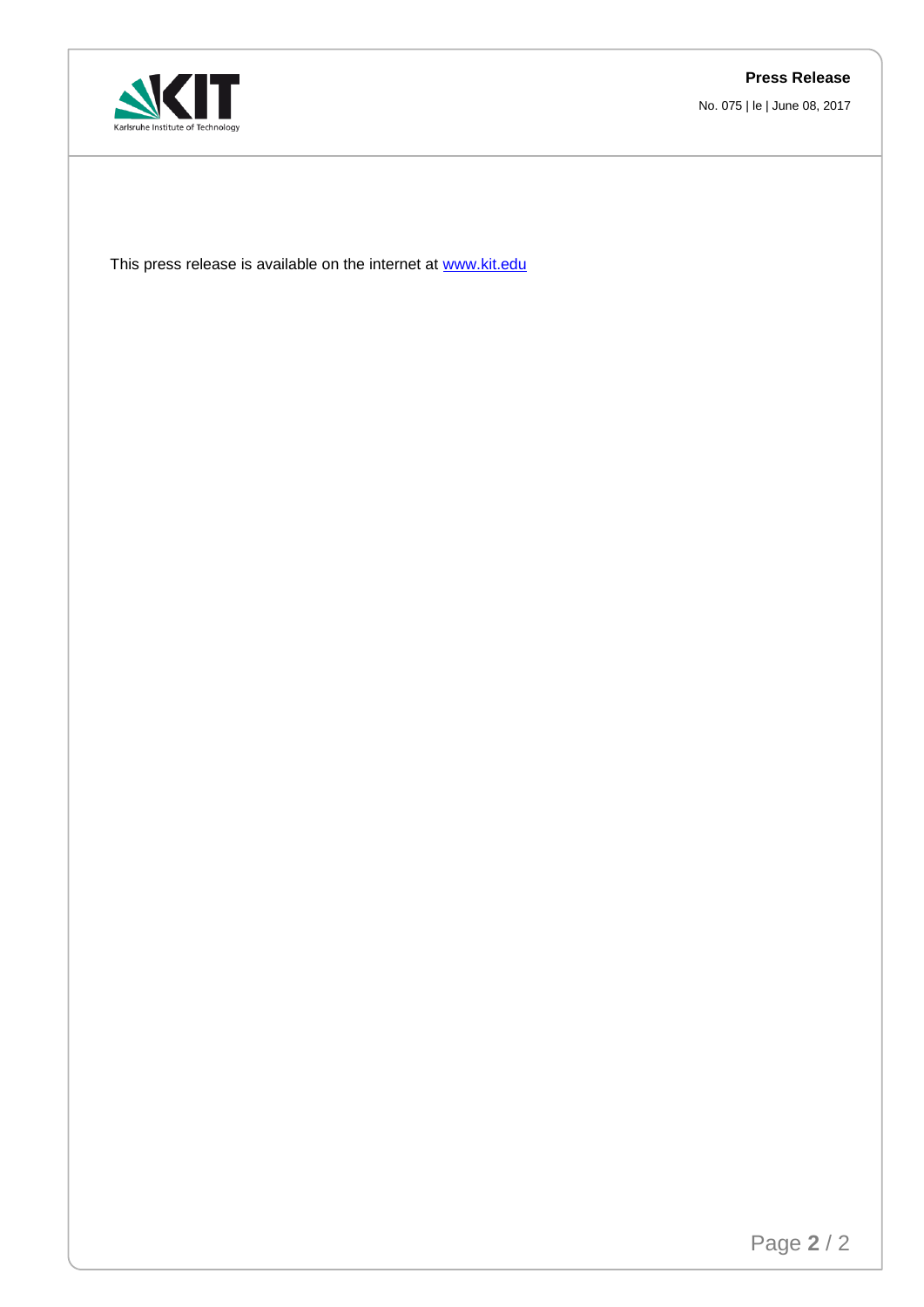This press release is available on the internet at www.kit.edu